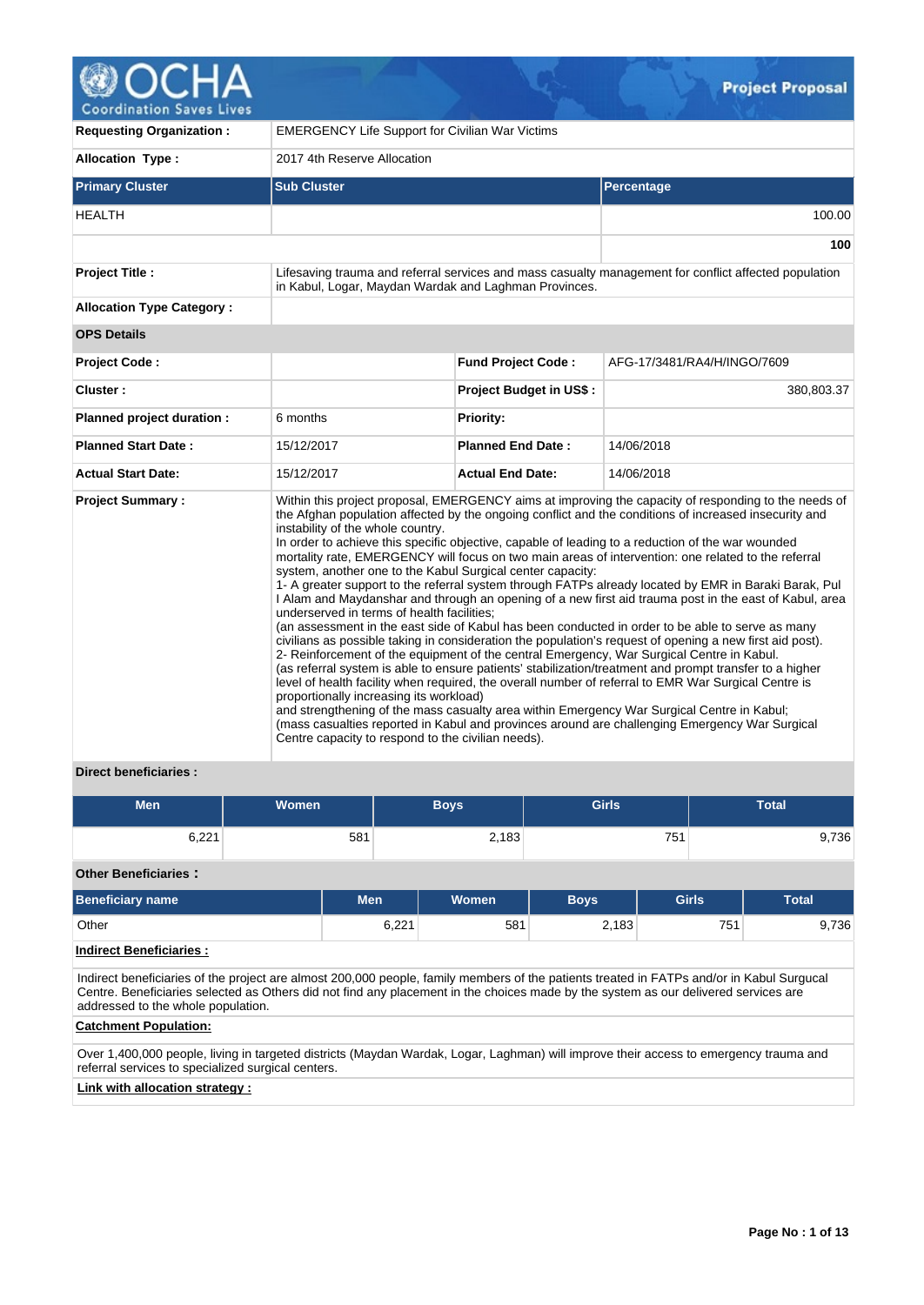# Project Proposal

| | |
|---|---|
| **Requesting Organization :** | EMERGENCY Life Support for Civilian War Victims |
| **Allocation Type :** | 2017 4th Reserve Allocation |

| Primary Cluster | Sub Cluster | Percentage |
|---|---|---|
| HEALTH | | 100.00 |
| | | **100** |

| | |
|---|---|
| **Project Title :** | Lifesaving trauma and referral services and mass casualty management for conflict affected population in Kabul, Logar, Maydan Wardak and Laghman Provinces. |
| **Allocation Type Category :** | |

**OPS Details**

| | | | |
|---|---|---|---|
| **Project Code :** | | **Fund Project Code :** | AFG-17/3481/RA4/H/INGO/7609 |
| **Cluster :** | | **Project Budget in US$ :** | 380,803.37 |
| **Planned project duration :** | 6 months | **Priority:** | |
| **Planned Start Date :** | 15/12/2017 | **Planned End Date :** | 14/06/2018 |
| **Actual Start Date:** | 15/12/2017 | **Actual End Date:** | 14/06/2018 |

**Project Summary :**

Within this project proposal, EMERGENCY aims at improving the capacity of responding to the needs of the Afghan population affected by the ongoing conflict and the conditions of increased insecurity and instability of the whole country.
In order to achieve this specific objective, capable of leading to a reduction of the war wounded mortality rate, EMERGENCY will focus on two main areas of intervention: one related to the referral system, another one to the Kabul Surgical center capacity:
1- A greater support to the referral system through FATPs already located by EMR in Baraki Barak, Pul I Alam and Maydanshar and through an opening of a new first aid trauma post in the east of Kabul, area underserved in terms of health facilities;
(an assessment in the east side of Kabul has been conducted in order to be able to serve as many civilians as possible taking in consideration the population's request of opening a new first aid post).
2- Reinforcement of the equipment of the central Emergency, War Surgical Centre in Kabul.
(as referral system is able to ensure patients' stabilization/treatment and prompt transfer to a higher level of health facility when required, the overall number of referral to EMR War Surgical Centre is proportionally increasing its workload)
and strengthening of the mass casualty area within Emergency War Surgical Centre in Kabul;
(mass casualties reported in Kabul and provinces around are challenging Emergency War Surgical Centre capacity to respond to the civilian needs).

**Direct beneficiaries :**

| Men | Women | Boys | Girls | Total |
|---|---|---|---|---|
| 6,221 | 581 | 2,183 | 751 | 9,736 |

**Other Beneficiaries :**

| Beneficiary name | Men | Women | Boys | Girls | Total |
|---|---|---|---|---|---|
| Other | 6,221 | 581 | 2,183 | 751 | 9,736 |

**Indirect Beneficiaries :**

Indirect beneficiaries of the project are almost 200,000 people, family members of the patients treated in FATPs and/or in Kabul Surgucal Centre. Beneficiaries selected as Others did not find any placement in the choices made by the system as our delivered services are addressed to the whole population.

**Catchment Population:**

Over 1,400,000 people, living in targeted districts (Maydan Wardak, Logar, Laghman) will improve their access to emergency trauma and referral services to specialized surgical centers.

**Link with allocation strategy :**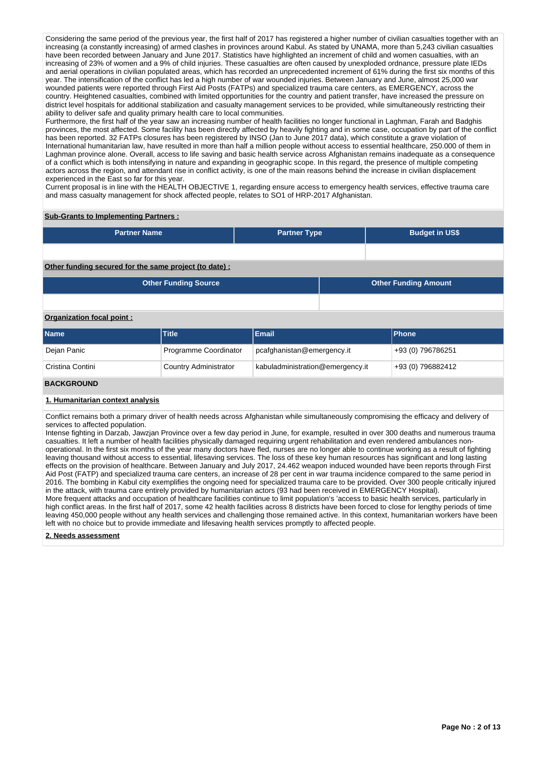Considering the same period of the previous year, the first half of 2017 has registered a higher number of civilian casualties together with an increasing (a constantly increasing) of armed clashes in provinces around Kabul. As stated by UNAMA, more than 5,243 civilian casualties have been recorded between January and June 2017. Statistics have highlighted an increment of child and women casualties, with an increasing of 23% of women and a 9% of child injuries. These casualties are often caused by unexploded ordnance, pressure plate IEDs and aerial operations in civilian populated areas, which has recorded an unprecedented increment of 61% during the first six months of this year. The intensification of the conflict has led a high number of war wounded injuries. Between January and June, almost 25,000 war wounded patients were reported through First Aid Posts (FATPs) and specialized trauma care centers, as EMERGENCY, across the country. Heightened casualties, combined with limited opportunities for the country and patient transfer, have increased the pressure on district level hospitals for additional stabilization and casualty management services to be provided, while simultaneously restricting their ability to deliver safe and quality primary health care to local communities.
Furthermore, the first half of the year saw an increasing number of health facilities no longer functional in Laghman, Farah and Badghis provinces, the most affected. Some facility has been directly affected by heavily fighting and in some case, occupation by part of the conflict has been reported. 32 FATPs closures has been registered by INSO (Jan to June 2017 data), which constitute a grave violation of International humanitarian law, have resulted in more than half a million people without access to essential healthcare, 250.000 of them in Laghman province alone. Overall, access to life saving and basic health service across Afghanistan remains inadequate as a consequence of a conflict which is both intensifying in nature and expanding in geographic scope. In this regard, the presence of multiple competing actors across the region, and attendant rise in conflict activity, is one of the main reasons behind the increase in civilian displacement experienced in the East so far for this year.
Current proposal is in line with the HEALTH OBJECTIVE 1, regarding ensure access to emergency health services, effective trauma care and mass casualty management for shock affected people, relates to SO1 of HRP-2017 Afghanistan.

**Sub-Grants to Implementing Partners :**

| Partner Name | Partner Type | Budget in US$ |
|---|---|---|
| | | |

**Other funding secured for the same project (to date) :**

| Other Funding Source | Other Funding Amount |
|---|---|
| | |

**Organization focal point :**

| Name | Title | Email | Phone |
|---|---|---|---|
| Dejan Panic | Programme Coordinator | pcafghanistan@emergency.it | +93 (0) 796786251 |
| Cristina Contini | Country Administrator | kabuladministration@emergency.it | +93 (0) 796882412 |

## BACKGROUND

**1. Humanitarian context analysis**

Conflict remains both a primary driver of health needs across Afghanistan while simultaneously compromising the efficacy and delivery of services to affected population.
Intense fighting in Darzab, Jawzjan Province over a few day period in June, for example, resulted in over 300 deaths and numerous trauma casualties. It left a number of health facilities physically damaged requiring urgent rehabilitation and even rendered ambulances non-operational. In the first six months of the year many doctors have fled, nurses are no longer able to continue working as a result of fighting leaving thousand without access to essential, lifesaving services. The loss of these key human resources has significant and long lasting effects on the provision of healthcare. Between January and July 2017, 24.462 weapon induced wounded have been reports through First Aid Post (FATP) and specialized trauma care centers, an increase of 28 per cent in war trauma incidence compared to the same period in 2016. The bombing in Kabul city exemplifies the ongoing need for specialized trauma care to be provided. Over 300 people critically injured in the attack, with trauma care entirely provided by humanitarian actors (93 had been received in EMERGENCY Hospital).
More frequent attacks and occupation of healthcare facilities continue to limit population's 'access to basic health services, particularly in high conflict areas. In the first half of 2017, some 42 health facilities across 8 districts have been forced to close for lengthy periods of time leaving 450,000 people without any health services and challenging those remained active. In this context, humanitarian workers have been left with no choice but to provide immediate and lifesaving health services promptly to affected people.

**2. Needs assessment**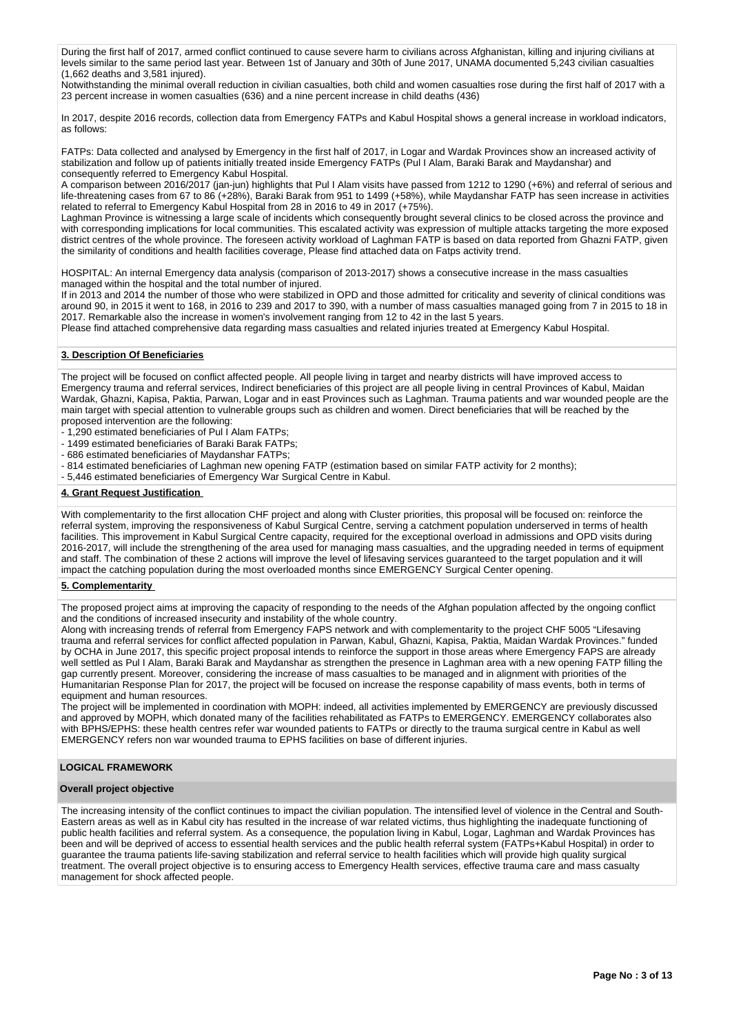During the first half of 2017, armed conflict continued to cause severe harm to civilians across Afghanistan, killing and injuring civilians at levels similar to the same period last year. Between 1st of January and 30th of June 2017, UNAMA documented 5,243 civilian casualties (1,662 deaths and 3,581 injured).
Notwithstanding the minimal overall reduction in civilian casualties, both child and women casualties rose during the first half of 2017 with a 23 percent increase in women casualties (636) and a nine percent increase in child deaths (436)

In 2017, despite 2016 records, collection data from Emergency FATPs and Kabul Hospital shows a general increase in workload indicators, as follows:

FATPs: Data collected and analysed by Emergency in the first half of 2017, in Logar and Wardak Provinces show an increased activity of stabilization and follow up of patients initially treated inside Emergency FATPs (Pul I Alam, Baraki Barak and Maydanshar) and consequently referred to Emergency Kabul Hospital.
A comparison between 2016/2017 (jan-jun) highlights that Pul I Alam visits have passed from 1212 to 1290 (+6%) and referral of serious and life-threatening cases from 67 to 86 (+28%), Baraki Barak from 951 to 1499 (+58%), while Maydanshar FATP has seen increase in activities related to referral to Emergency Kabul Hospital from 28 in 2016 to 49 in 2017 (+75%).
Laghman Province is witnessing a large scale of incidents which consequently brought several clinics to be closed across the province and with corresponding implications for local communities. This escalated activity was expression of multiple attacks targeting the more exposed district centres of the whole province. The foreseen activity workload of Laghman FATP is based on data reported from Ghazni FATP, given the similarity of conditions and health facilities coverage, Please find attached data on Fatps activity trend.

HOSPITAL: An internal Emergency data analysis (comparison of 2013-2017) shows a consecutive increase in the mass casualties managed within the hospital and the total number of injured.
If in 2013 and 2014 the number of those who were stabilized in OPD and those admitted for criticality and severity of clinical conditions was around 90, in 2015 it went to 168, in 2016 to 239 and 2017 to 390, with a number of mass casualties managed going from 7 in 2015 to 18 in 2017. Remarkable also the increase in women's involvement ranging from 12 to 42 in the last 5 years.
Please find attached comprehensive data regarding mass casualties and related injuries treated at Emergency Kabul Hospital.

## 3. Description Of Beneficiaries

The project will be focused on conflict affected people. All people living in target and nearby districts will have improved access to Emergency trauma and referral services, Indirect beneficiaries of this project are all people living in central Provinces of Kabul, Maidan Wardak, Ghazni, Kapisa, Paktia, Parwan, Logar and in east Provinces such as Laghman. Trauma patients and war wounded people are the main target with special attention to vulnerable groups such as children and women. Direct beneficiaries that will be reached by the proposed intervention are the following:
- 1,290 estimated beneficiaries of Pul I Alam FATPs;
- 1499 estimated beneficiaries of Baraki Barak FATPs;
- 686 estimated beneficiaries of Maydanshar FATPs;
- 814 estimated beneficiaries of Laghman new opening FATP (estimation based on similar FATP activity for 2 months);
- 5,446 estimated beneficiaries of Emergency War Surgical Centre in Kabul.

## 4. Grant Request Justification

With complementarity to the first allocation CHF project and along with Cluster priorities, this proposal will be focused on: reinforce the referral system, improving the responsiveness of Kabul Surgical Centre, serving a catchment population underserved in terms of health facilities. This improvement in Kabul Surgical Centre capacity, required for the exceptional overload in admissions and OPD visits during 2016-2017, will include the strengthening of the area used for managing mass casualties, and the upgrading needed in terms of equipment and staff. The combination of these 2 actions will improve the level of lifesaving services guaranteed to the target population and it will impact the catching population during the most overloaded months since EMERGENCY Surgical Center opening.

## 5. Complementarity

The proposed project aims at improving the capacity of responding to the needs of the Afghan population affected by the ongoing conflict and the conditions of increased insecurity and instability of the whole country.
Along with increasing trends of referral from Emergency FAPS network and with complementarity to the project CHF 5005 "Lifesaving trauma and referral services for conflict affected population in Parwan, Kabul, Ghazni, Kapisa, Paktia, Maidan Wardak Provinces." funded by OCHA in June 2017, this specific project proposal intends to reinforce the support in those areas where Emergency FAPS are already well settled as Pul I Alam, Baraki Barak and Maydanshar as strengthen the presence in Laghman area with a new opening FATP filling the gap currently present. Moreover, considering the increase of mass casualties to be managed and in alignment with priorities of the Humanitarian Response Plan for 2017, the project will be focused on increase the response capability of mass events, both in terms of equipment and human resources.
The project will be implemented in coordination with MOPH: indeed, all activities implemented by EMERGENCY are previously discussed and approved by MOPH, which donated many of the facilities rehabilitated as FATPs to EMERGENCY. EMERGENCY collaborates also with BPHS/EPHS: these health centres refer war wounded patients to FATPs or directly to the trauma surgical centre in Kabul as well EMERGENCY refers non war wounded trauma to EPHS facilities on base of different injuries.

## LOGICAL FRAMEWORK

### Overall project objective

The increasing intensity of the conflict continues to impact the civilian population. The intensified level of violence in the Central and South-Eastern areas as well as in Kabul city has resulted in the increase of war related victims, thus highlighting the inadequate functioning of public health facilities and referral system. As a consequence, the population living in Kabul, Logar, Laghman and Wardak Provinces has been and will be deprived of access to essential health services and the public health referral system (FATPs+Kabul Hospital) in order to guarantee the trauma patients life-saving stabilization and referral service to health facilities which will provide high quality surgical treatment. The overall project objective is to ensuring access to Emergency Health services, effective trauma care and mass casualty management for shock affected people.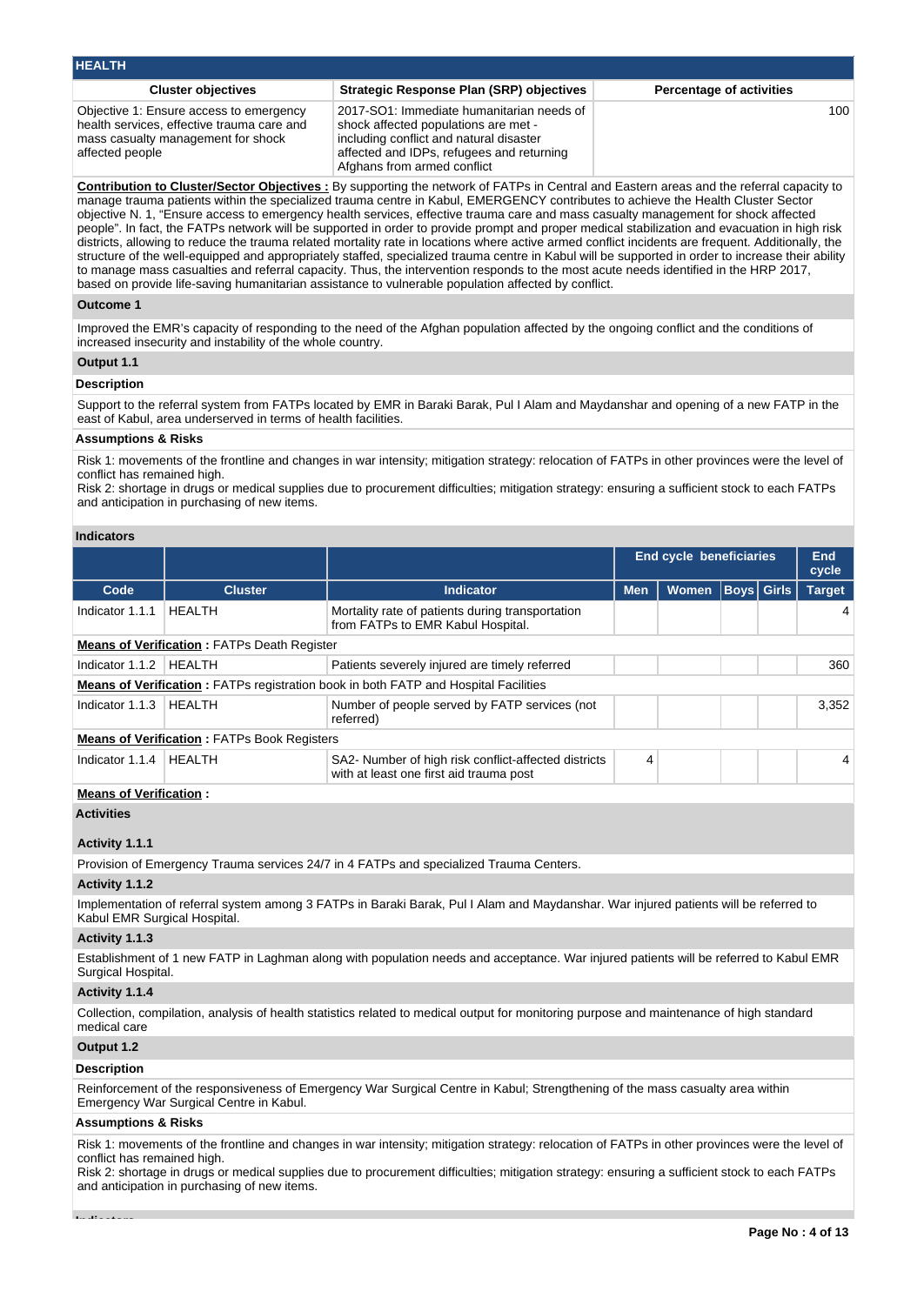## HEALTH

| Cluster objectives | Strategic Response Plan (SRP) objectives | Percentage of activities |
|---|---|---|
| Objective 1: Ensure access to emergency health services, effective trauma care and mass casualty management for shock affected people | 2017-SO1: Immediate humanitarian needs of shock affected populations are met - including conflict and natural disaster affected and IDPs, refugees and returning Afghans from armed conflict | 100 |

**Contribution to Cluster/Sector Objectives :** By supporting the network of FATPs in Central and Eastern areas and the referral capacity to manage trauma patients within the specialized trauma centre in Kabul, EMERGENCY contributes to achieve the Health Cluster Sector objective N. 1, "Ensure access to emergency health services, effective trauma care and mass casualty management for shock affected people". In fact, the FATPs network will be supported in order to provide prompt and proper medical stabilization and evacuation in high risk districts, allowing to reduce the trauma related mortality rate in locations where active armed conflict incidents are frequent. Additionally, the structure of the well-equipped and appropriately staffed, specialized trauma centre in Kabul will be supported in order to increase their ability to manage mass casualties and referral capacity. Thus, the intervention responds to the most acute needs identified in the HRP 2017, based on provide life-saving humanitarian assistance to vulnerable population affected by conflict.

### Outcome 1

Improved the EMR's capacity of responding to the need of the Afghan population affected by the ongoing conflict and the conditions of increased insecurity and instability of the whole country.

### Output 1.1

**Description**

Support to the referral system from FATPs located by EMR in Baraki Barak, Pul I Alam and Maydanshar and opening of a new FATP in the east of Kabul, area underserved in terms of health facilities.

**Assumptions & Risks**

Risk 1: movements of the frontline and changes in war intensity; mitigation strategy: relocation of FATPs in other provinces were the level of conflict has remained high.
Risk 2: shortage in drugs or medical supplies due to procurement difficulties; mitigation strategy: ensuring a sufficient stock to each FATPs and anticipation in purchasing of new items.

**Indicators**

| | | | End cycle beneficiaries | | | | End cycle |
|---|---|---|---|---|---|---|---|
| Code | Cluster | Indicator | Men | Women | Boys | Girls | Target |
| Indicator 1.1.1 | HEALTH | Mortality rate of patients during transportation from FATPs to EMR Kabul Hospital. | | | | | 4 |
| **Means of Verification :** FATPs Death Register | | | | | | | |
| Indicator 1.1.2 | HEALTH | Patients severely injured are timely referred | | | | | 360 |
| **Means of Verification :** FATPs registration book in both FATP and Hospital Facilities | | | | | | | |
| Indicator 1.1.3 | HEALTH | Number of people served by FATP services (not referred) | | | | | 3,352 |
| **Means of Verification :** FATPs Book Registers | | | | | | | |
| Indicator 1.1.4 | HEALTH | SA2- Number of high risk conflict-affected districts with at least one first aid trauma post | 4 | | | | 4 |
| **Means of Verification :** | | | | | | | |

**Activities**

**Activity 1.1.1**

Provision of Emergency Trauma services 24/7 in 4 FATPs and specialized Trauma Centers.

**Activity 1.1.2**

Implementation of referral system among 3 FATPs in Baraki Barak, Pul I Alam and Maydanshar. War injured patients will be referred to Kabul EMR Surgical Hospital.

**Activity 1.1.3**

Establishment of 1 new FATP in Laghman along with population needs and acceptance. War injured patients will be referred to Kabul EMR Surgical Hospital.

**Activity 1.1.4**

Collection, compilation, analysis of health statistics related to medical output for monitoring purpose and maintenance of high standard medical care

### Output 1.2

**Description**

Reinforcement of the responsiveness of Emergency War Surgical Centre in Kabul; Strengthening of the mass casualty area within Emergency War Surgical Centre in Kabul.

**Assumptions & Risks**

Risk 1: movements of the frontline and changes in war intensity; mitigation strategy: relocation of FATPs in other provinces were the level of conflict has remained high.
Risk 2: shortage in drugs or medical supplies due to procurement difficulties; mitigation strategy: ensuring a sufficient stock to each FATPs and anticipation in purchasing of new items.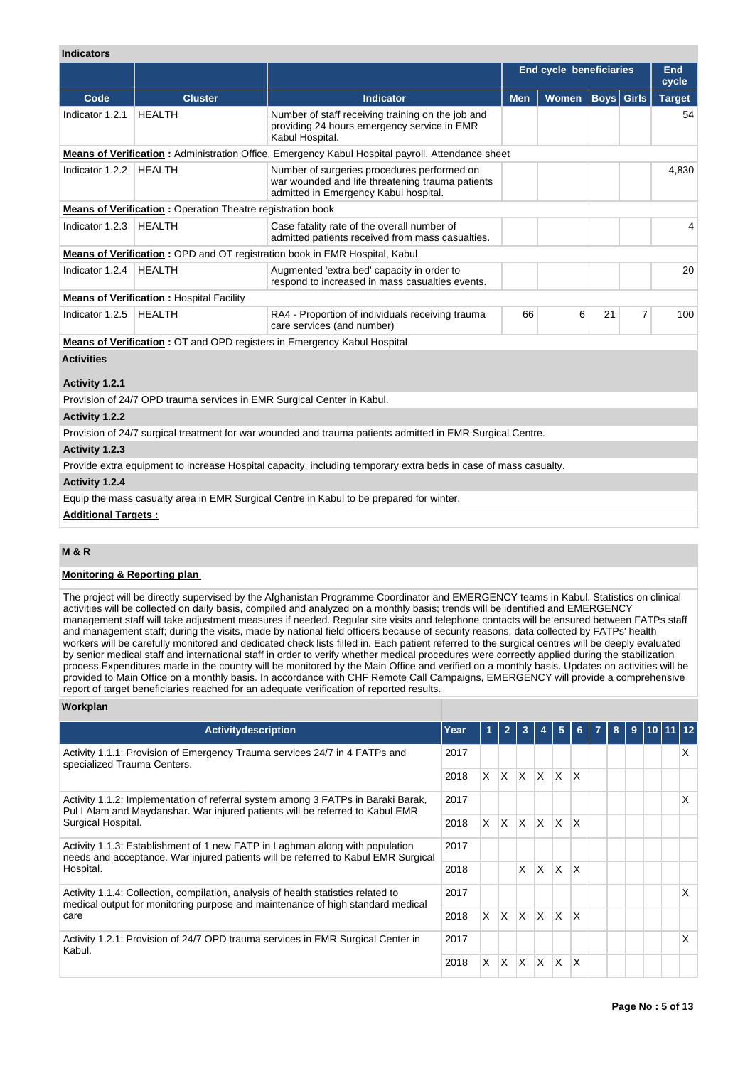### Indicators

| | | | End cycle beneficiaries | | | | End cycle |
|---|---|---|---|---|---|---|---|
| **Code** | **Cluster** | **Indicator** | **Men** | **Women** | **Boys** | **Girls** | **Target** |
| Indicator 1.2.1 | HEALTH | Number of staff receiving training on the job and providing 24 hours emergency service in EMR Kabul Hospital. | | | | | 54 |
| **Means of Verification :** Administration Office, Emergency Kabul Hospital payroll, Attendance sheet | | | | | | | |
| Indicator 1.2.2 | HEALTH | Number of surgeries procedures performed on war wounded and life threatening trauma patients admitted in Emergency Kabul hospital. | | | | | 4,830 |
| **Means of Verification :** Operation Theatre registration book | | | | | | | |
| Indicator 1.2.3 | HEALTH | Case fatality rate of the overall number of admitted patients received from mass casualties. | | | | | 4 |
| **Means of Verification :** OPD and OT registration book in EMR Hospital, Kabul | | | | | | | |
| Indicator 1.2.4 | HEALTH | Augmented 'extra bed' capacity in order to respond to increased in mass casualties events. | | | | | 20 |
| **Means of Verification :** Hospital Facility | | | | | | | |
| Indicator 1.2.5 | HEALTH | RA4 - Proportion of individuals receiving trauma care services (and number) | 66 | 6 | 21 | 7 | 100 |
| **Means of Verification :** OT and OPD registers in Emergency Kabul Hospital | | | | | | | |

### Activities

**Activity 1.2.1**

Provision of 24/7 OPD trauma services in EMR Surgical Center in Kabul.

**Activity 1.2.2**

Provision of 24/7 surgical treatment for war wounded and trauma patients admitted in EMR Surgical Centre.

**Activity 1.2.3**

Provide extra equipment to increase Hospital capacity, including temporary extra beds in case of mass casualty.

**Activity 1.2.4**

Equip the mass casualty area in EMR Surgical Centre in Kabul to be prepared for winter.

**Additional Targets :**

## M & R

**Monitoring & Reporting plan**

The project will be directly supervised by the Afghanistan Programme Coordinator and EMERGENCY teams in Kabul. Statistics on clinical activities will be collected on daily basis, compiled and analyzed on a monthly basis; trends will be identified and EMERGENCY management staff will take adjustment measures if needed. Regular site visits and telephone contacts will be ensured between FATPs staff and management staff; during the visits, made by national field officers because of security reasons, data collected by FATPs' health workers will be carefully monitored and dedicated check lists filled in. Each patient referred to the surgical centres will be deeply evaluated by senior medical staff and international staff in order to verify whether medical procedures were correctly applied during the stabilization process.Expenditures made in the country will be monitored by the Main Office and verified on a monthly basis. Updates on activities will be provided to Main Office on a monthly basis. In accordance with CHF Remote Call Campaigns, EMERGENCY will provide a comprehensive report of target beneficiaries reached for an adequate verification of reported results.

### Workplan

| Activitydescription | Year | 1 | 2 | 3 | 4 | 5 | 6 | 7 | 8 | 9 | 10 | 11 | 12 |
|---|---|---|---|---|---|---|---|---|---|---|---|---|---|
| Activity 1.1.1: Provision of Emergency Trauma services 24/7 in 4 FATPs and specialized Trauma Centers. | 2017 | | | | | | | | | | | | X |
| | 2018 | X | X | X | X | X | X | | | | | | |
| Activity 1.1.2: Implementation of referral system among 3 FATPs in Baraki Barak, Pul I Alam and Maydanshar. War injured patients will be referred to Kabul EMR Surgical Hospital. | 2017 | | | | | | | | | | | | X |
| | 2018 | X | X | X | X | X | X | | | | | | |
| Activity 1.1.3: Establishment of 1 new FATP in Laghman along with population needs and acceptance. War injured patients will be referred to Kabul EMR Surgical Hospital. | 2017 | | | | | | | | | | | | |
| | 2018 | | | X | X | X | X | | | | | | |
| Activity 1.1.4: Collection, compilation, analysis of health statistics related to medical output for monitoring purpose and maintenance of high standard medical care | 2017 | | | | | | | | | | | | X |
| | 2018 | X | X | X | X | X | X | | | | | | |
| Activity 1.2.1: Provision of 24/7 OPD trauma services in EMR Surgical Center in Kabul. | 2017 | | | | | | | | | | | | X |
| | 2018 | X | X | X | X | X | X | | | | | | |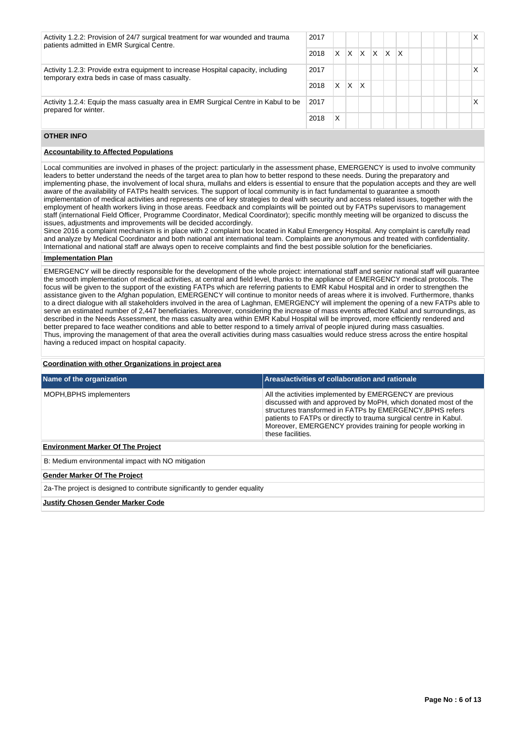| Activity | Year | 1 | 2 | 3 | 4 | 5 | 6 | 7 | 8 | 9 | 10 | 11 | 12 |
|---|---|---|---|---|---|---|---|---|---|---|---|---|---|
| Activity 1.2.2: Provision of 24/7 surgical treatment for war wounded and trauma patients admitted in EMR Surgical Centre. | 2017 | | | | | | | | | | | | X |
| | 2018 | X | X | X | X | X | X | | | | | | |
| Activity 1.2.3: Provide extra equipment to increase Hospital capacity, including temporary extra beds in case of mass casualty. | 2017 | | | | | | | | | | | | X |
| | 2018 | X | X | X | | | | | | | | | |
| Activity 1.2.4: Equip the mass casualty area in EMR Surgical Centre in Kabul to be prepared for winter. | 2017 | | | | | | | | | | | | X |
| | 2018 | X | | | | | | | | | | | |

## OTHER INFO

**Accountability to Affected Populations**

Local communities are involved in phases of the project: particularly in the assessment phase, EMERGENCY is used to involve community leaders to better understand the needs of the target area to plan how to better respond to these needs. During the preparatory and implementing phase, the involvement of local shura, mullahs and elders is essential to ensure that the population accepts and they are well aware of the availability of FATPs health services. The support of local community is in fact fundamental to guarantee a smooth implementation of medical activities and represents one of key strategies to deal with security and access related issues, together with the employment of health workers living in those areas. Feedback and complaints will be pointed out by FATPs supervisors to management staff (international Field Officer, Programme Coordinator, Medical Coordinator); specific monthly meeting will be organized to discuss the issues, adjustments and improvements will be decided accordingly.
Since 2016 a complaint mechanism is in place with 2 complaint box located in Kabul Emergency Hospital. Any complaint is carefully read and analyze by Medical Coordinator and both national ant international team. Complaints are anonymous and treated with confidentiality. International and national staff are always open to receive complaints and find the best possible solution for the beneficiaries.

**Implementation Plan**

EMERGENCY will be directly responsible for the development of the whole project: international staff and senior national staff will guarantee the smooth implementation of medical activities, at central and field level, thanks to the appliance of EMERGENCY medical protocols. The focus will be given to the support of the existing FATPs which are referring patients to EMR Kabul Hospital and in order to strengthen the assistance given to the Afghan population, EMERGENCY will continue to monitor needs of areas where it is involved. Furthermore, thanks to a direct dialogue with all stakeholders involved in the area of Laghman, EMERGENCY will implement the opening of a new FATPs able to serve an estimated number of 2,447 beneficiaries. Moreover, considering the increase of mass events affected Kabul and surroundings, as described in the Needs Assessment, the mass casualty area within EMR Kabul Hospital will be improved, more efficiently rendered and better prepared to face weather conditions and able to better respond to a timely arrival of people injured during mass casualties.
Thus, improving the management of that area the overall activities during mass casualties would reduce stress across the entire hospital having a reduced impact on hospital capacity.

**Coordination with other Organizations in project area**

| Name of the organization | Areas/activities of collaboration and rationale |
|---|---|
| MOPH,BPHS implementers | All the activities implemented by EMERGENCY are previous discussed with and approved by MoPH, which donated most of the structures transformed in FATPs by EMERGENCY,BPHS refers patients to FATPs or directly to trauma surgical centre in Kabul. Moreover, EMERGENCY provides training for people working in these facilities. |

**Environment Marker Of The Project**

B: Medium environmental impact with NO mitigation

**Gender Marker Of The Project**

2a-The project is designed to contribute significantly to gender equality

**Justify Chosen Gender Marker Code**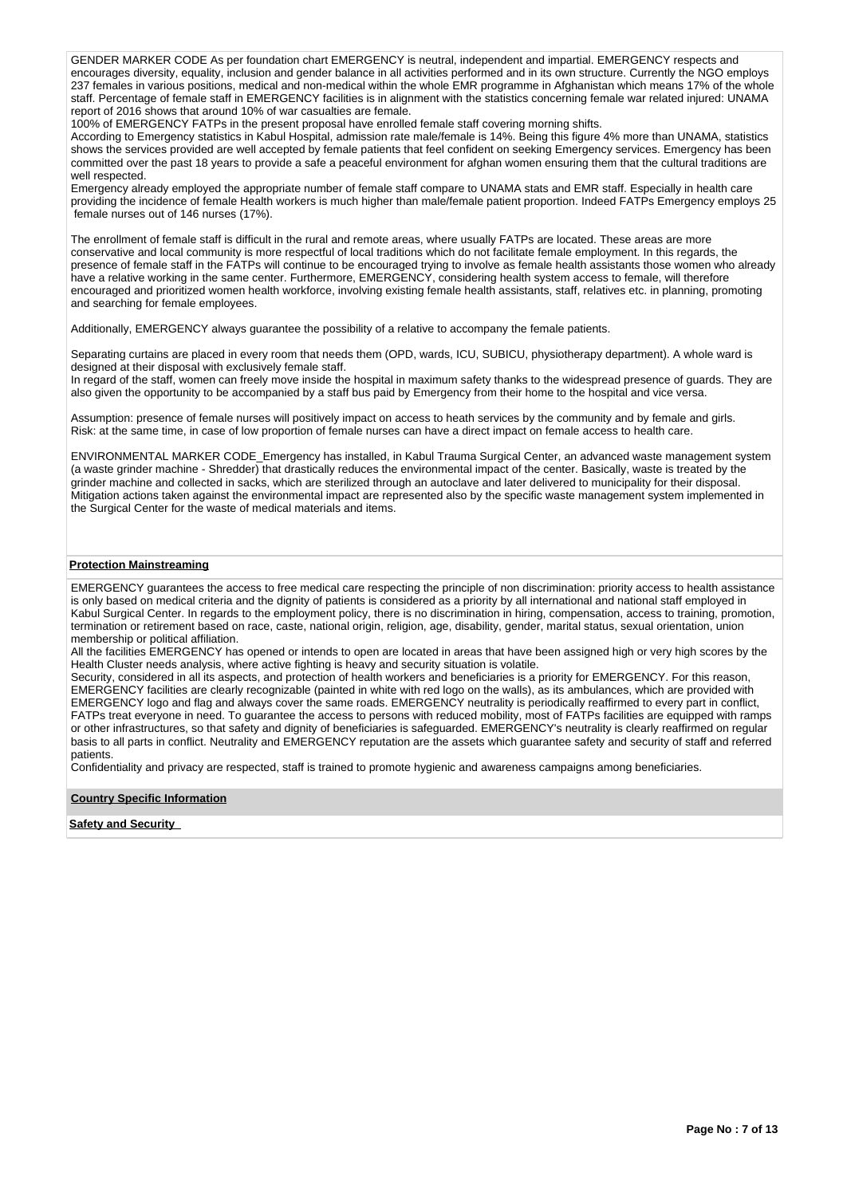GENDER MARKER CODE As per foundation chart EMERGENCY is neutral, independent and impartial. EMERGENCY respects and encourages diversity, equality, inclusion and gender balance in all activities performed and in its own structure. Currently the NGO employs 237 females in various positions, medical and non-medical within the whole EMR programme in Afghanistan which means 17% of the whole staff. Percentage of female staff in EMERGENCY facilities is in alignment with the statistics concerning female war related injured: UNAMA report of 2016 shows that around 10% of war casualties are female.

100% of EMERGENCY FATPs in the present proposal have enrolled female staff covering morning shifts.

According to Emergency statistics in Kabul Hospital, admission rate male/female is 14%. Being this figure 4% more than UNAMA, statistics shows the services provided are well accepted by female patients that feel confident on seeking Emergency services. Emergency has been committed over the past 18 years to provide a safe a peaceful environment for afghan women ensuring them that the cultural traditions are well respected.

Emergency already employed the appropriate number of female staff compare to UNAMA stats and EMR staff. Especially in health care providing the incidence of female Health workers is much higher than male/female patient proportion. Indeed FATPs Emergency employs 25 female nurses out of 146 nurses (17%).

The enrollment of female staff is difficult in the rural and remote areas, where usually FATPs are located. These areas are more conservative and local community is more respectful of local traditions which do not facilitate female employment. In this regards, the presence of female staff in the FATPs will continue to be encouraged trying to involve as female health assistants those women who already have a relative working in the same center. Furthermore, EMERGENCY, considering health system access to female, will therefore encouraged and prioritized women health workforce, involving existing female health assistants, staff, relatives etc. in planning, promoting and searching for female employees.

Additionally, EMERGENCY always guarantee the possibility of a relative to accompany the female patients.

Separating curtains are placed in every room that needs them (OPD, wards, ICU, SUBICU, physiotherapy department). A whole ward is designed at their disposal with exclusively female staff.

In regard of the staff, women can freely move inside the hospital in maximum safety thanks to the widespread presence of guards. They are also given the opportunity to be accompanied by a staff bus paid by Emergency from their home to the hospital and vice versa.

Assumption: presence of female nurses will positively impact on access to heath services by the community and by female and girls.
Risk: at the same time, in case of low proportion of female nurses can have a direct impact on female access to health care.

ENVIRONMENTAL MARKER CODE_Emergency has installed, in Kabul Trauma Surgical Center, an advanced waste management system (a waste grinder machine - Shredder) that drastically reduces the environmental impact of the center. Basically, waste is treated by the grinder machine and collected in sacks, which are sterilized through an autoclave and later delivered to municipality for their disposal. Mitigation actions taken against the environmental impact are represented also by the specific waste management system implemented in the Surgical Center for the waste of medical materials and items.

**Protection Mainstreaming**

EMERGENCY guarantees the access to free medical care respecting the principle of non discrimination: priority access to health assistance is only based on medical criteria and the dignity of patients is considered as a priority by all international and national staff employed in Kabul Surgical Center. In regards to the employment policy, there is no discrimination in hiring, compensation, access to training, promotion, termination or retirement based on race, caste, national origin, religion, age, disability, gender, marital status, sexual orientation, union membership or political affiliation.

All the facilities EMERGENCY has opened or intends to open are located in areas that have been assigned high or very high scores by the Health Cluster needs analysis, where active fighting is heavy and security situation is volatile.

Security, considered in all its aspects, and protection of health workers and beneficiaries is a priority for EMERGENCY. For this reason, EMERGENCY facilities are clearly recognizable (painted in white with red logo on the walls), as its ambulances, which are provided with EMERGENCY logo and flag and always cover the same roads. EMERGENCY neutrality is periodically reaffirmed to every part in conflict, FATPs treat everyone in need. To guarantee the access to persons with reduced mobility, most of FATPs facilities are equipped with ramps or other infrastructures, so that safety and dignity of beneficiaries is safeguarded. EMERGENCY's neutrality is clearly reaffirmed on regular basis to all parts in conflict. Neutrality and EMERGENCY reputation are the assets which guarantee safety and security of staff and referred patients.

Confidentiality and privacy are respected, staff is trained to promote hygienic and awareness campaigns among beneficiaries.

**Country Specific Information**

**Safety and Security**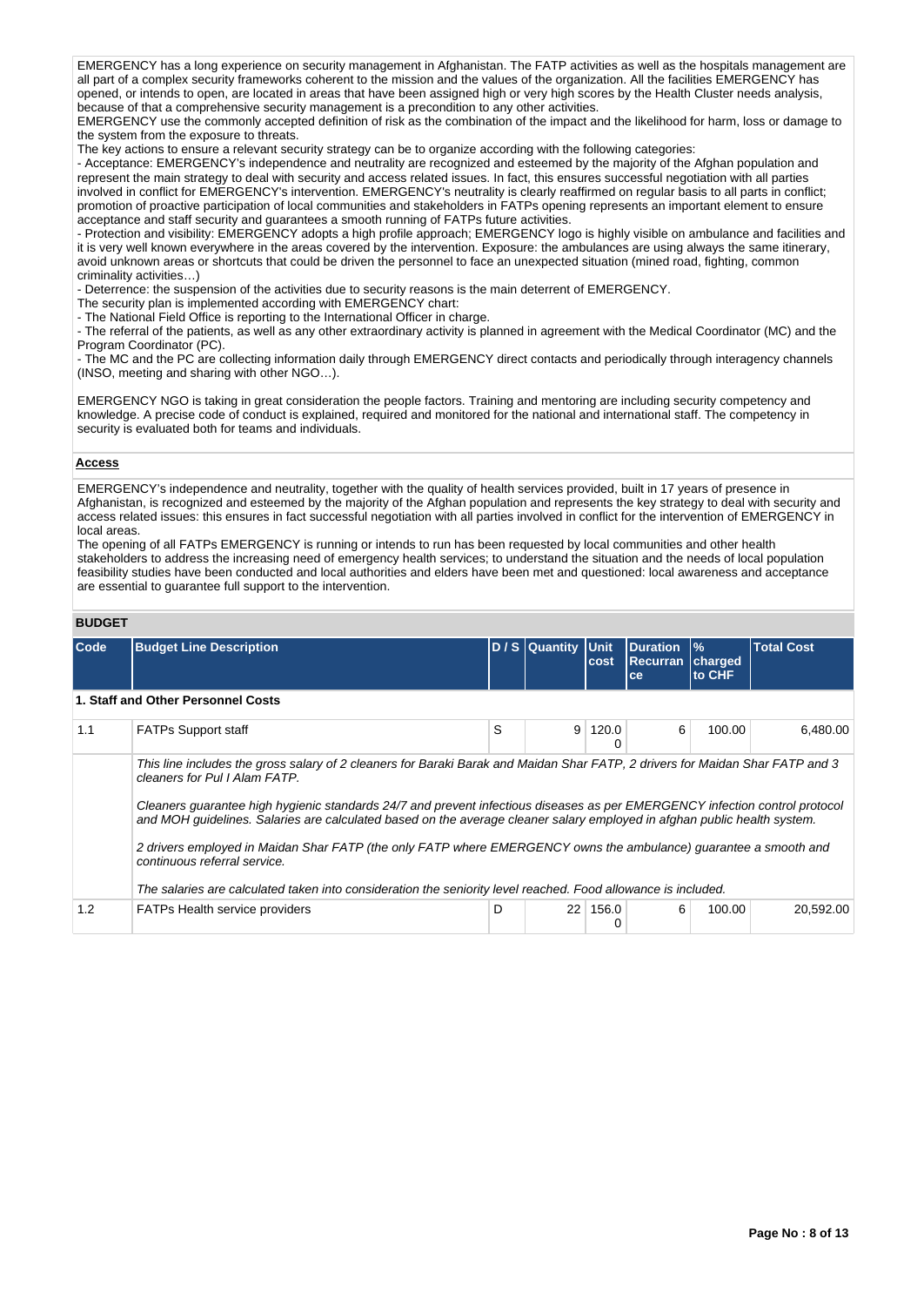EMERGENCY has a long experience on security management in Afghanistan. The FATP activities as well as the hospitals management are all part of a complex security frameworks coherent to the mission and the values of the organization. All the facilities EMERGENCY has opened, or intends to open, are located in areas that have been assigned high or very high scores by the Health Cluster needs analysis, because of that a comprehensive security management is a precondition to any other activities.
EMERGENCY use the commonly accepted definition of risk as the combination of the impact and the likelihood for harm, loss or damage to the system from the exposure to threats.
The key actions to ensure a relevant security strategy can be to organize according with the following categories:
- Acceptance: EMERGENCY's independence and neutrality are recognized and esteemed by the majority of the Afghan population and represent the main strategy to deal with security and access related issues. In fact, this ensures successful negotiation with all parties involved in conflict for EMERGENCY's intervention. EMERGENCY's neutrality is clearly reaffirmed on regular basis to all parts in conflict; promotion of proactive participation of local communities and stakeholders in FATPs opening represents an important element to ensure acceptance and staff security and guarantees a smooth running of FATPs future activities.
- Protection and visibility: EMERGENCY adopts a high profile approach; EMERGENCY logo is highly visible on ambulance and facilities and it is very well known everywhere in the areas covered by the intervention. Exposure: the ambulances are using always the same itinerary, avoid unknown areas or shortcuts that could be driven the personnel to face an unexpected situation (mined road, fighting, common criminality activities…)
- Deterrence: the suspension of the activities due to security reasons is the main deterrent of EMERGENCY.
The security plan is implemented according with EMERGENCY chart:
- The National Field Office is reporting to the International Officer in charge.
- The referral of the patients, as well as any other extraordinary activity is planned in agreement with the Medical Coordinator (MC) and the Program Coordinator (PC).
- The MC and the PC are collecting information daily through EMERGENCY direct contacts and periodically through interagency channels (INSO, meeting and sharing with other NGO…).

EMERGENCY NGO is taking in great consideration the people factors. Training and mentoring are including security competency and knowledge. A precise code of conduct is explained, required and monitored for the national and international staff. The competency in security is evaluated both for teams and individuals.

**Access**

EMERGENCY's independence and neutrality, together with the quality of health services provided, built in 17 years of presence in Afghanistan, is recognized and esteemed by the majority of the Afghan population and represents the key strategy to deal with security and access related issues: this ensures in fact successful negotiation with all parties involved in conflict for the intervention of EMERGENCY in local areas.
The opening of all FATPs EMERGENCY is running or intends to run has been requested by local communities and other health stakeholders to address the increasing need of emergency health services; to understand the situation and the needs of local population feasibility studies have been conducted and local authorities and elders have been met and questioned: local awareness and acceptance are essential to guarantee full support to the intervention.

## BUDGET

| Code | Budget Line Description | D / S | Quantity | Unit cost | Duration Recurrance | % charged to CHF | Total Cost |
|---|---|---|---|---|---|---|---|
| **1. Staff and Other Personnel Costs** | | | | | | | |
| 1.1 | FATPs Support staff | S | 9 | 120.00 | 6 | 100.00 | 6,480.00 |
| | *This line includes the gross salary of 2 cleaners for Baraki Barak and Maidan Shar FATP, 2 drivers for Maidan Shar FATP and 3 cleaners for Pul I Alam FATP.*<br><br>*Cleaners guarantee high hygienic standards 24/7 and prevent infectious diseases as per EMERGENCY infection control protocol and MOH guidelines. Salaries are calculated based on the average cleaner salary employed in afghan public health system.*<br><br>*2 drivers employed in Maidan Shar FATP (the only FATP where EMERGENCY owns the ambulance) guarantee a smooth and continuous referral service.*<br><br>*The salaries are calculated taken into consideration the seniority level reached. Food allowance is included.* | | | | | | |
| 1.2 | FATPs Health service providers | D | 22 | 156.00 | 6 | 100.00 | 20,592.00 |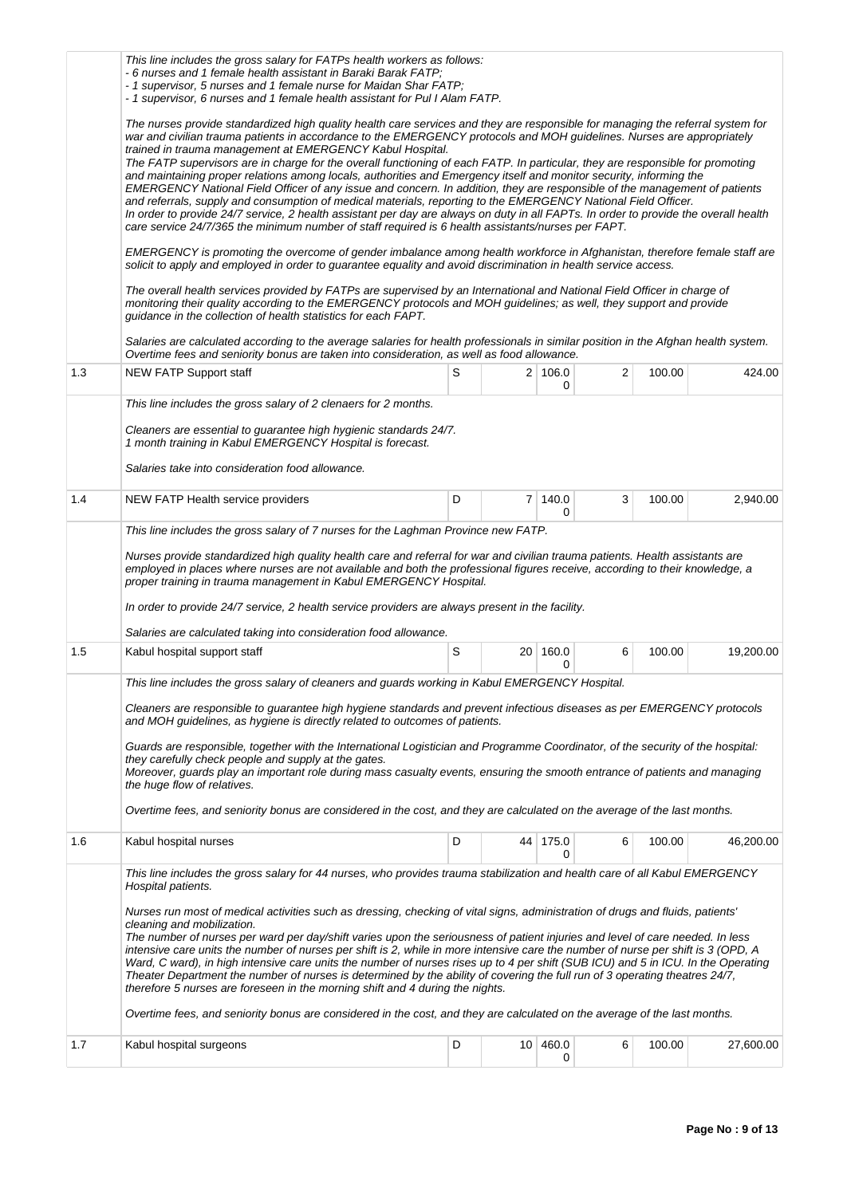| | | | | | | | |
|---|---|---|---|---|---|---|---|
| | This line includes the gross salary for FATPs health workers as follows:<br>- 6 nurses and 1 female health assistant in Baraki Barak FATP;<br>- 1 supervisor, 5 nurses and 1 female nurse for Maidan Shar FATP;<br>- 1 supervisor, 6 nurses and 1 female health assistant for Pul I Alam FATP.<br><br>The nurses provide standardized high quality health care services and they are responsible for managing the referral system for war and civilian trauma patients in accordance to the EMERGENCY protocols and MOH guidelines. Nurses are appropriately trained in trauma management at EMERGENCY Kabul Hospital.<br>The FATP supervisors are in charge for the overall functioning of each FATP. In particular, they are responsible for promoting and maintaining proper relations among locals, authorities and Emergency itself and monitor security, informing the EMERGENCY National Field Officer of any issue and concern. In addition, they are responsible of the management of patients and referrals, supply and consumption of medical materials, reporting to the EMERGENCY National Field Officer.<br>In order to provide 24/7 service, 2 health assistant per day are always on duty in all FAPTs. In order to provide the overall health care service 24/7/365 the minimum number of staff required is 6 health assistants/nurses per FAPT.<br><br>EMERGENCY is promoting the overcome of gender imbalance among health workforce in Afghanistan, therefore female staff are solicit to apply and employed in order to guarantee equality and avoid discrimination in health service access.<br><br>The overall health services provided by FATPs are supervised by an International and National Field Officer in charge of monitoring their quality according to the EMERGENCY protocols and MOH guidelines; as well, they support and provide guidance in the collection of health statistics for each FAPT.<br><br>Salaries are calculated according to the average salaries for health professionals in similar position in the Afghan health system. Overtime fees and seniority bonus are taken into consideration, as well as food allowance. | | | | | | |
| 1.3 | NEW FATP Support staff | S | 2 | 106.00 | 2 | 100.00 | 424.00 |
| | This line includes the gross salary of 2 clenaers for 2 months.<br><br>Cleaners are essential to guarantee high hygienic standards 24/7.<br>1 month training in Kabul EMERGENCY Hospital is forecast.<br><br>Salaries take into consideration food allowance. | | | | | | |
| 1.4 | NEW FATP Health service providers | D | 7 | 140.00 | 3 | 100.00 | 2,940.00 |
| | This line includes the gross salary of 7 nurses for the Laghman Province new FATP.<br><br>Nurses provide standardized high quality health care and referral for war and civilian trauma patients. Health assistants are employed in places where nurses are not available and both the professional figures receive, according to their knowledge, a proper training in trauma management in Kabul EMERGENCY Hospital.<br><br>In order to provide 24/7 service, 2 health service providers are always present in the facility.<br><br>Salaries are calculated taking into consideration food allowance. | | | | | | |
| 1.5 | Kabul hospital support staff | S | 20 | 160.00 | 6 | 100.00 | 19,200.00 |
| | This line includes the gross salary of cleaners and guards working in Kabul EMERGENCY Hospital.<br><br>Cleaners are responsible to guarantee high hygiene standards and prevent infectious diseases as per EMERGENCY protocols and MOH guidelines, as hygiene is directly related to outcomes of patients.<br><br>Guards are responsible, together with the International Logistician and Programme Coordinator, of the security of the hospital: they carefully check people and supply at the gates.<br>Moreover, guards play an important role during mass casualty events, ensuring the smooth entrance of patients and managing the huge flow of relatives.<br><br>Overtime fees, and seniority bonus are considered in the cost, and they are calculated on the average of the last months. | | | | | | |
| 1.6 | Kabul hospital nurses | D | 44 | 175.00 | 6 | 100.00 | 46,200.00 |
| | This line includes the gross salary for 44 nurses, who provides trauma stabilization and health care of all Kabul EMERGENCY Hospital patients.<br><br>Nurses run most of medical activities such as dressing, checking of vital signs, administration of drugs and fluids, patients' cleaning and mobilization.<br>The number of nurses per ward per day/shift varies upon the seriousness of patient injuries and level of care needed. In less intensive care units the number of nurses per shift is 2, while in more intensive care the number of nurse per shift is 3 (OPD, A Ward, C ward), in high intensive care units the number of nurses rises up to 4 per shift (SUB ICU) and 5 in ICU. In the Operating Theater Department the number of nurses is determined by the ability of covering the full run of 3 operating theatres 24/7, therefore 5 nurses are foreseen in the morning shift and 4 during the nights.<br><br>Overtime fees, and seniority bonus are considered in the cost, and they are calculated on the average of the last months. | | | | | | |
| 1.7 | Kabul hospital surgeons | D | 10 | 460.00 | 6 | 100.00 | 27,600.00 |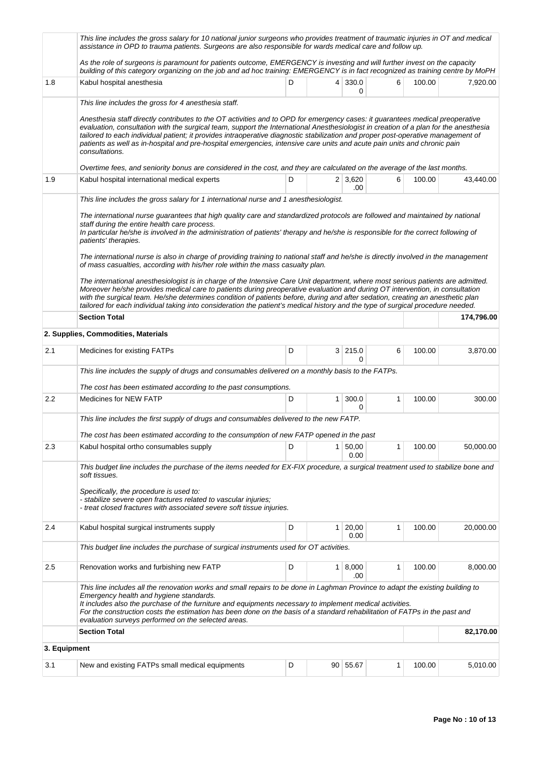| | | | | | | | |
|---|---|---|---|---|---|---|---|
| | *This line includes the gross salary for 10 national junior surgeons who provides treatment of traumatic injuries in OT and medical assistance in OPD to trauma patients. Surgeons are also responsible for wards medical care and follow up.*<br><br>*As the role of surgeons is paramount for patients outcome, EMERGENCY is investing and will further invest on the capacity building of this category organizing on the job and ad hoc training: EMERGENCY is in fact recognized as training centre by MoPH* | | | | | | |
| 1.8 | Kabul hospital anesthesia | D | 4 | 330.00 | 6 | 100.00 | 7,920.00 |
| | *This line includes the gross for 4 anesthesia staff.*<br><br>*Anesthesia staff directly contributes to the OT activities and to OPD for emergency cases: it guarantees medical preoperative evaluation, consultation with the surgical team, support the International Anesthesiologist in creation of a plan for the anesthesia tailored to each individual patient; it provides intraoperative diagnostic stabilization and proper post-operative management of patients as well as in-hospital and pre-hospital emergencies, intensive care units and acute pain units and chronic pain consultations.*<br><br>*Overtime fees, and seniority bonus are considered in the cost, and they are calculated on the average of the last months.* | | | | | | |
| 1.9 | Kabul hospital international medical experts | D | 2 | 3,620.00 | 6 | 100.00 | 43,440.00 |
| | *This line includes the gross salary for 1 international nurse and 1 anesthesiologist.*<br><br>*The international nurse guarantees that high quality care and standardized protocols are followed and maintained by national staff during the entire health care process.*<br>*In particular he/she is involved in the administration of patients' therapy and he/she is responsible for the correct following of patients' therapies.*<br><br>*The international nurse is also in charge of providing training to national staff and he/she is directly involved in the management of mass casualties, according with his/her role within the mass casualty plan.*<br><br>*The international anesthesiologist is in charge of the Intensive Care Unit department, where most serious patients are admitted. Moreover he/she provides medical care to patients during preoperative evaluation and during OT intervention, in consultation with the surgical team. He/she determines condition of patients before, during and after sedation, creating an anesthetic plan tailored for each individual taking into consideration the patient's medical history and the type of surgical procedure needed.* | | | | | | |
| | **Section Total** | | | | | | **174,796.00** |
| | **2. Supplies, Commodities, Materials** | | | | | | |
| 2.1 | Medicines for existing FATPs | D | 3 | 215.00 | 6 | 100.00 | 3,870.00 |
| | *This line includes the supply of drugs and consumables delivered on a monthly basis to the FATPs.*<br><br>*The cost has been estimated according to the past consumptions.* | | | | | | |
| 2.2 | Medicines for NEW FATP | D | 1 | 300.00 | 1 | 100.00 | 300.00 |
| | *This line includes the first supply of drugs and consumables delivered to the new FATP.*<br><br>*The cost has been estimated according to the consumption of new FATP opened in the past* | | | | | | |
| 2.3 | Kabul hospital ortho consumables supply | D | 1 | 50,000.00 | 1 | 100.00 | 50,000.00 |
| | *This budget line includes the purchase of the items needed for EX-FIX procedure, a surgical treatment used to stabilize bone and soft tissues.*<br><br>*Specifically, the procedure is used to:*<br>*- stabilize severe open fractures related to vascular injuries;*<br>*- treat closed fractures with associated severe soft tissue injuries.* | | | | | | |
| 2.4 | Kabul hospital surgical instruments supply | D | 1 | 20,000.00 | 1 | 100.00 | 20,000.00 |
| | *This budget line includes the purchase of surgical instruments used for OT activities.* | | | | | | |
| 2.5 | Renovation works and furbishing new FATP | D | 1 | 8,000.00 | 1 | 100.00 | 8,000.00 |
| | *This line includes all the renovation works and small repairs to be done in Laghman Province to adapt the existing building to Emergency health and hygiene standards.*<br>*It includes also the purchase of the furniture and equipments necessary to implement medical activities.*<br>*For the construction costs the estimation has been done on the basis of a standard rehabilitation of FATPs in the past and evaluation surveys performed on the selected areas.* | | | | | | |
| | **Section Total** | | | | | | **82,170.00** |
| **3. Equipment** | | | | | | | |
| 3.1 | New and existing FATPs small medical equipments | D | 90 | 55.67 | 1 | 100.00 | 5,010.00 |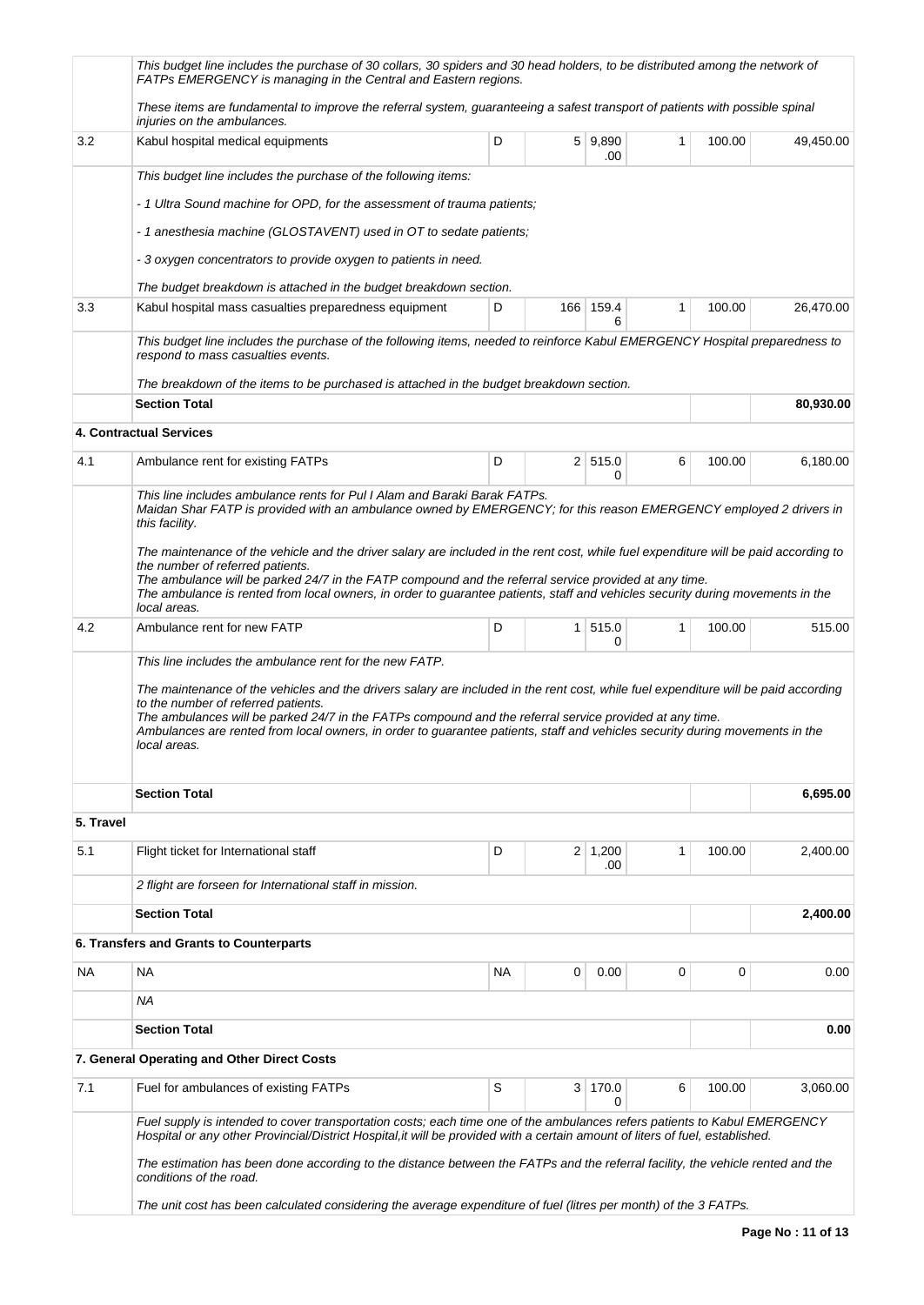| | | | | | | | |
|---|---|---|---|---|---|---|---|
| | *This budget line includes the purchase of 30 collars, 30 spiders and 30 head holders, to be distributed among the network of FATPs EMERGENCY is managing in the Central and Eastern regions.*<br><br>*These items are fundamental to improve the referral system, guaranteeing a safest transport of patients with possible spinal injuries on the ambulances.* | | | | | | |
| 3.2 | Kabul hospital medical equipments | D | 5 | 9,890.00 | 1 | 100.00 | 49,450.00 |
| | *This budget line includes the purchase of the following items:*<br><br>*- 1 Ultra Sound machine for OPD, for the assessment of trauma patients;*<br><br>*- 1 anesthesia machine (GLOSTAVENT) used in OT to sedate patients;*<br><br>*- 3 oxygen concentrators to provide oxygen to patients in need.*<br><br>*The budget breakdown is attached in the budget breakdown section.* | | | | | | |
| 3.3 | Kabul hospital mass casualties preparedness equipment | D | 166 | 159.46 | 1 | 100.00 | 26,470.00 |
| | *This budget line includes the purchase of the following items, needed to reinforce Kabul EMERGENCY Hospital preparedness to respond to mass casualties events.*<br><br>*The breakdown of the items to be purchased is attached in the budget breakdown section.* | | | | | | |
| | **Section Total** | | | | | | **80,930.00** |
| | **4. Contractual Services** | | | | | | |
| 4.1 | Ambulance rent for existing FATPs | D | 2 | 515.00 | 6 | 100.00 | 6,180.00 |
| | *This line includes ambulance rents for Pul I Alam and Baraki Barak FATPs.*<br>*Maidan Shar FATP is provided with an ambulance owned by EMERGENCY; for this reason EMERGENCY employed 2 drivers in this facility.*<br><br>*The maintenance of the vehicle and the driver salary are included in the rent cost, while fuel expenditure will be paid according to the number of referred patients.*<br>*The ambulance will be parked 24/7 in the FATP compound and the referral service provided at any time.*<br>*The ambulance is rented from local owners, in order to guarantee patients, staff and vehicles security during movements in the local areas.* | | | | | | |
| 4.2 | Ambulance rent for new FATP | D | 1 | 515.00 | 1 | 100.00 | 515.00 |
| | *This line includes the ambulance rent for the new FATP.*<br><br>*The maintenance of the vehicles and the drivers salary are included in the rent cost, while fuel expenditure will be paid according to the number of referred patients.*<br>*The ambulances will be parked 24/7 in the FATPs compound and the referral service provided at any time.*<br>*Ambulances are rented from local owners, in order to guarantee patients, staff and vehicles security during movements in the local areas.* | | | | | | |
| | **Section Total** | | | | | | **6,695.00** |
| **5. Travel** | | | | | | | |
| 5.1 | Flight ticket for International staff | D | 2 | 1,200.00 | 1 | 100.00 | 2,400.00 |
| | *2 flight are forseen for International staff in mission.* | | | | | | |
| | **Section Total** | | | | | | **2,400.00** |
| | **6. Transfers and Grants to Counterparts** | | | | | | |
| NA | NA | NA | 0 | 0.00 | 0 | 0 | 0.00 |
| | *NA* | | | | | | |
| | **Section Total** | | | | | | **0.00** |
| | **7. General Operating and Other Direct Costs** | | | | | | |
| 7.1 | Fuel for ambulances of existing FATPs | S | 3 | 170.00 | 6 | 100.00 | 3,060.00 |
| | *Fuel supply is intended to cover transportation costs; each time one of the ambulances refers patients to Kabul EMERGENCY Hospital or any other Provincial/District Hospital,it will be provided with a certain amount of liters of fuel, established.*<br><br>*The estimation has been done according to the distance between the FATPs and the referral facility, the vehicle rented and the conditions of the road.*<br><br>*The unit cost has been calculated considering the average expenditure of fuel (litres per month) of the 3 FATPs.* | | | | | | |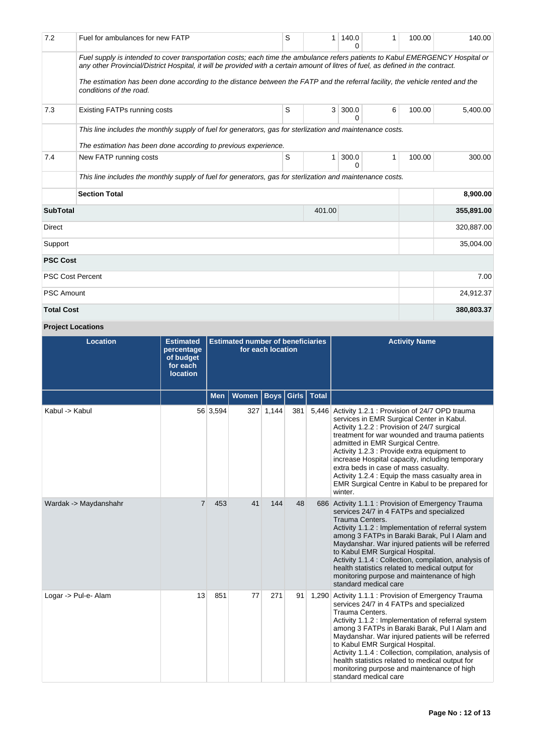| | | | | | | | |
|---|---|---|---|---|---|---|---|
| 7.2 | Fuel for ambulances for new FATP | S | 1 | 140.00 | 1 | 100.00 | 140.00 |
| | *Fuel supply is intended to cover transportation costs; each time the ambulance refers patients to Kabul EMERGENCY Hospital or any other Provincial/District Hospital, it will be provided with a certain amount of litres of fuel, as defined in the contract.*<br><br>*The estimation has been done according to the distance between the FATP and the referral facility, the vehicle rented and the conditions of the road.* | | | | | | |
| 7.3 | Existing FATPs running costs | S | 3 | 300.00 | 6 | 100.00 | 5,400.00 |
| | *This line includes the monthly supply of fuel for generators, gas for sterlization and maintenance costs.*<br><br>*The estimation has been done according to previous experience.* | | | | | | |
| 7.4 | New FATP running costs | S | 1 | 300.00 | 1 | 100.00 | 300.00 |
| | *This line includes the monthly supply of fuel for generators, gas for sterlization and maintenance costs.* | | | | | | |
| | **Section Total** | | | | | | **8,900.00** |
| **SubTotal** | | | 401.00 | | | | **355,891.00** |
| Direct | | | | | | | 320,887.00 |
| Support | | | | | | | 35,004.00 |
| **PSC Cost** | | | | | | | |
| PSC Cost Percent | | | | | | | 7.00 |
| PSC Amount | | | | | | | 24,912.37 |
| **Total Cost** | | | | | | | **380,803.37** |

**Project Locations**

| Location | Estimated percentage of budget for each location | Estimated number of beneficiaries for each location | | | | | Activity Name |
|---|---|---|---|---|---|---|---|
| | | Men | Women | Boys | Girls | Total | |
| Kabul -> Kabul | 56 | 3,594 | 327 | 1,144 | 381 | 5,446 | Activity 1.2.1 : Provision of 24/7 OPD trauma services in EMR Surgical Center in Kabul.<br>Activity 1.2.2 : Provision of 24/7 surgical treatment for war wounded and trauma patients admitted in EMR Surgical Centre.<br>Activity 1.2.3 : Provide extra equipment to increase Hospital capacity, including temporary extra beds in case of mass casualty.<br>Activity 1.2.4 : Equip the mass casualty area in EMR Surgical Centre in Kabul to be prepared for winter. |
| Wardak -> Maydanshahr | 7 | 453 | 41 | 144 | 48 | 686 | Activity 1.1.1 : Provision of Emergency Trauma services 24/7 in 4 FATPs and specialized Trauma Centers.<br>Activity 1.1.2 : Implementation of referral system among 3 FATPs in Baraki Barak, Pul I Alam and Maydanshar. War injured patients will be referred to Kabul EMR Surgical Hospital.<br>Activity 1.1.4 : Collection, compilation, analysis of health statistics related to medical output for monitoring purpose and maintenance of high standard medical care |
| Logar -> Pul-e- Alam | 13 | 851 | 77 | 271 | 91 | 1,290 | Activity 1.1.1 : Provision of Emergency Trauma services 24/7 in 4 FATPs and specialized Trauma Centers.<br>Activity 1.1.2 : Implementation of referral system among 3 FATPs in Baraki Barak, Pul I Alam and Maydanshar. War injured patients will be referred to Kabul EMR Surgical Hospital.<br>Activity 1.1.4 : Collection, compilation, analysis of health statistics related to medical output for monitoring purpose and maintenance of high standard medical care |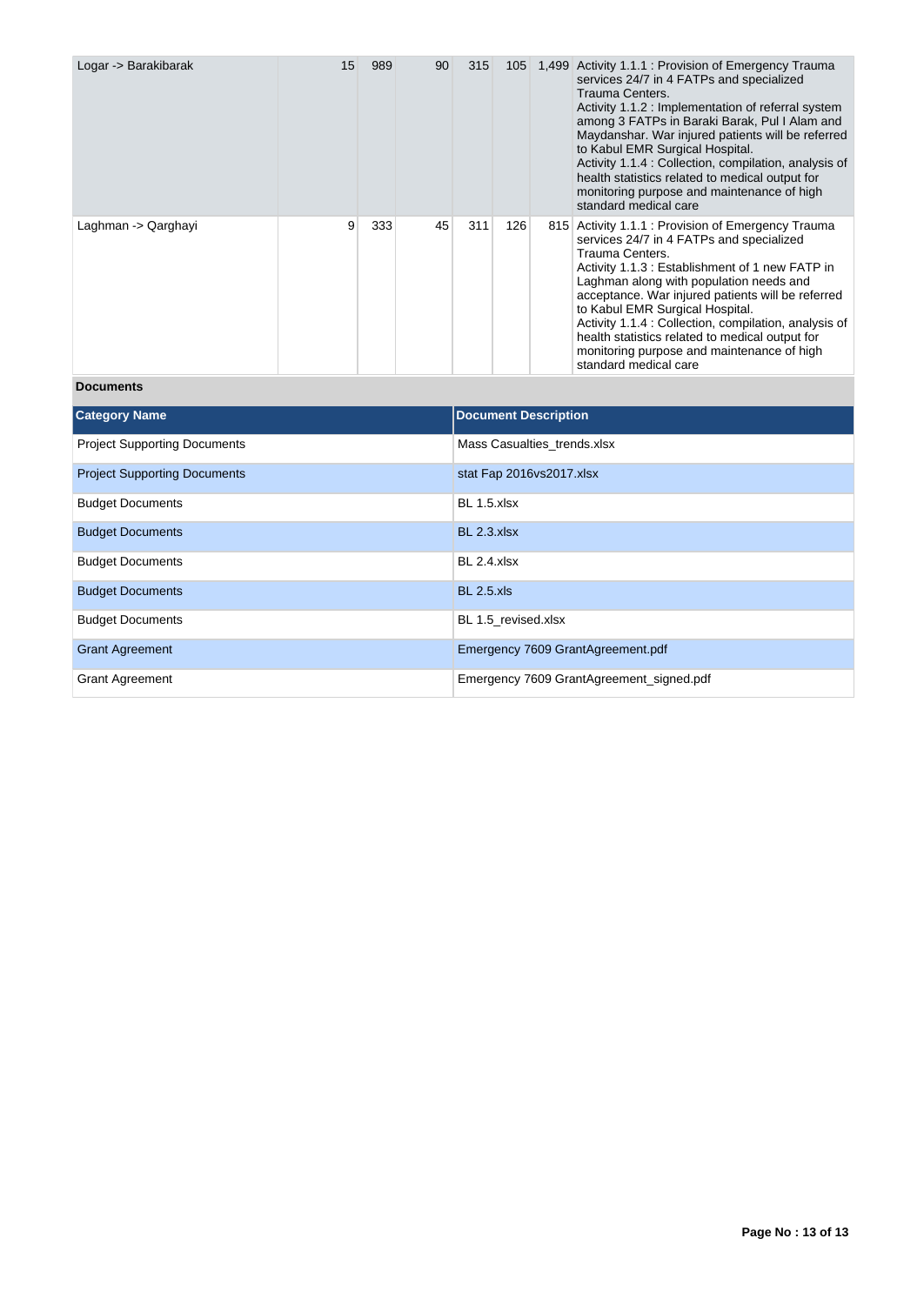| | | | | | | | |
|---|---|---|---|---|---|---|---|
| Logar -> Barakibarak | 15 | 989 | 90 | 315 | 105 | 1,499 | Activity 1.1.1 : Provision of Emergency Trauma services 24/7 in 4 FATPs and specialized Trauma Centers.<br>Activity 1.1.2 : Implementation of referral system among 3 FATPs in Baraki Barak, Pul I Alam and Maydanshar. War injured patients will be referred to Kabul EMR Surgical Hospital.<br>Activity 1.1.4 : Collection, compilation, analysis of health statistics related to medical output for monitoring purpose and maintenance of high standard medical care |
| Laghman -> Qarghayi | 9 | 333 | 45 | 311 | 126 | 815 | Activity 1.1.1 : Provision of Emergency Trauma services 24/7 in 4 FATPs and specialized Trauma Centers.<br>Activity 1.1.3 : Establishment of 1 new FATP in Laghman along with population needs and acceptance. War injured patients will be referred to Kabul EMR Surgical Hospital.<br>Activity 1.1.4 : Collection, compilation, analysis of health statistics related to medical output for monitoring purpose and maintenance of high standard medical care |

**Documents**

| Category Name | Document Description |
|---|---|
| Project Supporting Documents | Mass Casualties_trends.xlsx |
| Project Supporting Documents | stat Fap 2016vs2017.xlsx |
| Budget Documents | BL 1.5.xlsx |
| Budget Documents | BL 2.3.xlsx |
| Budget Documents | BL 2.4.xlsx |
| Budget Documents | BL 2.5.xls |
| Budget Documents | BL 1.5_revised.xlsx |
| Grant Agreement | Emergency 7609 GrantAgreement.pdf |
| Grant Agreement | Emergency 7609 GrantAgreement_signed.pdf |